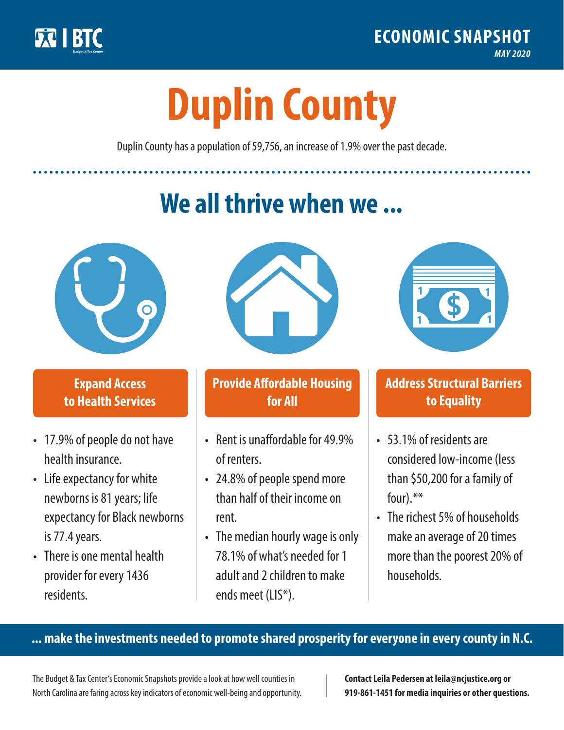ECONOMIC SNAPSHOT

*MAY 2020*

# Duplin County

Duplin County has a population of 59,756, an increase of 1.9% over the past decade.

## We all thrive when we ...

### Expand Access to Health Services

- 17.9% of people do not have health insurance.
- Life expectancy for white newborns is 81 years; life expectancy for Black newborns is 77.4 years.
- There is one mental health provider for every 1436 residents.

### Provide Affordable Housing for All

- Rent is unaffordable for 49.9% of renters.
- 24.8% of people spend more than half of their income on rent.
- The median hourly wage is only 78.1% of what's needed for 1 adult and 2 children to make ends meet (LIS*).

### Address Structural Barriers to Equality

- 53.1% of residents are considered low-income (less than $50,200 for a family of four).**
- The richest 5% of households make an average of 20 times more than the poorest 20% of households.

**... make the investments needed to promote shared prosperity for everyone in every county in N.C.**

The Budget & Tax Center's Economic Snapshots provide a look at how well counties in North Carolina are faring across key indicators of economic well-being and opportunity.

**Contact Leila Pedersen at leila@ncjustice.org or 919-861-1451 for media inquiries or other questions.**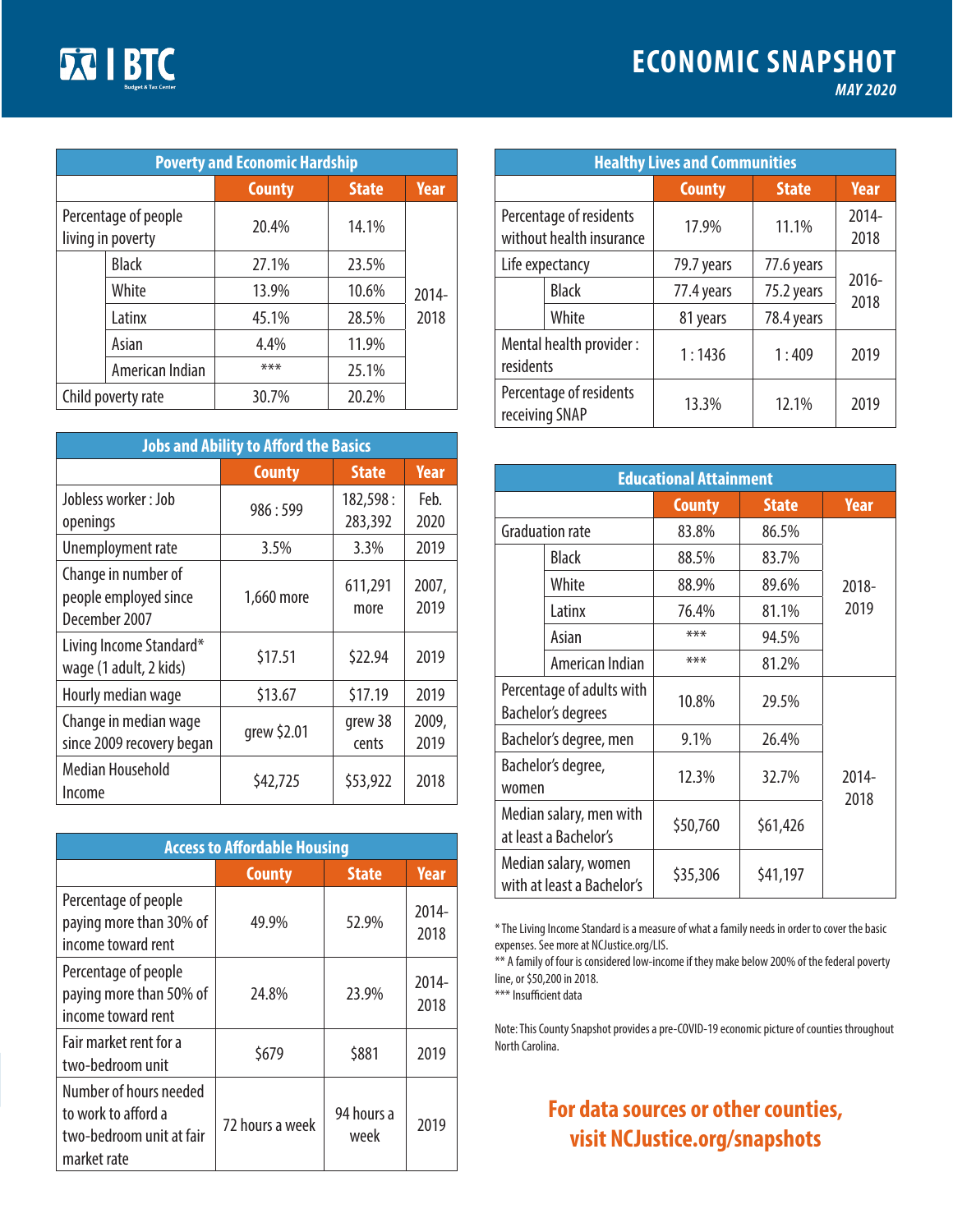# ECONOMIC SNAPSHOT

*MAY 2020*

| Poverty and Economic Hardship | | County | State | Year |
|---|---|---|---|---|
| Percentage of people living in poverty | | 20.4% | 14.1% | 2014-2018 |
| | Black | 27.1% | 23.5% | |
| | White | 13.9% | 10.6% | |
| | Latinx | 45.1% | 28.5% | |
| | Asian | 4.4% | 11.9% | |
| | American Indian | *** | 25.1% | |
| Child poverty rate | | 30.7% | 20.2% | |

| Jobs and Ability to Afford the Basics | County | State | Year |
|---|---|---|---|
| Jobless worker : Job openings | 986 : 599 | 182,598 : 283,392 | Feb. 2020 |
| Unemployment rate | 3.5% | 3.3% | 2019 |
| Change in number of people employed since December 2007 | 1,660 more | 611,291 more | 2007, 2019 |
| Living Income Standard* wage (1 adult, 2 kids) | $17.51 | $22.94 | 2019 |
| Hourly median wage | $13.67 | $17.19 | 2019 |
| Change in median wage since 2009 recovery began | grew $2.01 | grew 38 cents | 2009, 2019 |
| Median Household Income | $42,725 | $53,922 | 2018 |

| Access to Affordable Housing | County | State | Year |
|---|---|---|---|
| Percentage of people paying more than 30% of income toward rent | 49.9% | 52.9% | 2014-2018 |
| Percentage of people paying more than 50% of income toward rent | 24.8% | 23.9% | 2014-2018 |
| Fair market rent for a two-bedroom unit | $679 | $881 | 2019 |
| Number of hours needed to work to afford a two-bedroom unit at fair market rate | 72 hours a week | 94 hours a week | 2019 |

| Healthy Lives and Communities | | County | State | Year |
|---|---|---|---|---|
| Percentage of residents without health insurance | | 17.9% | 11.1% | 2014-2018 |
| Life expectancy | | 79.7 years | 77.6 years | 2016-2018 |
| | Black | 77.4 years | 75.2 years | |
| | White | 81 years | 78.4 years | |
| Mental health provider : residents | | 1 : 1436 | 1 : 409 | 2019 |
| Percentage of residents receiving SNAP | | 13.3% | 12.1% | 2019 |

| Educational Attainment | | County | State | Year |
|---|---|---|---|---|
| Graduation rate | | 83.8% | 86.5% | 2018-2019 |
| | Black | 88.5% | 83.7% | |
| | White | 88.9% | 89.6% | |
| | Latinx | 76.4% | 81.1% | |
| | Asian | *** | 94.5% | |
| | American Indian | *** | 81.2% | |
| Percentage of adults with Bachelor's degrees | | 10.8% | 29.5% | 2014-2018 |
| Bachelor's degree, men | | 9.1% | 26.4% | |
| Bachelor's degree, women | | 12.3% | 32.7% | |
| Median salary, men with at least a Bachelor's | | $50,760 | $61,426 | |
| Median salary, women with at least a Bachelor's | | $35,306 | $41,197 | |

* The Living Income Standard is a measure of what a family needs in order to cover the basic expenses. See more at NCJustice.org/LIS.

** A family of four is considered low-income if they make below 200% of the federal poverty line, or $50,200 in 2018.

*** Insufficient data

Note: This County Snapshot provides a pre-COVID-19 economic picture of counties throughout North Carolina.

**For data sources or other counties, visit NCJustice.org/snapshots**